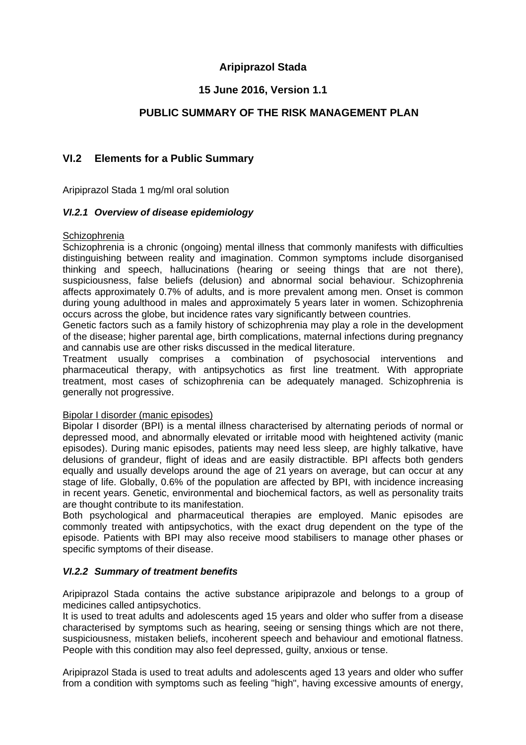**Aripiprazol Stada**

**15 June 2016, Version 1.1**

**PUBLIC SUMMARY OF THE RISK MANAGEMENT PLAN**

## VI.2 Elements for a Public Summary

Aripiprazol Stada 1 mg/ml oral solution

### *VI.2.1 Overview of disease epidemiology*

Schizophrenia

Schizophrenia is a chronic (ongoing) mental illness that commonly manifests with difficulties distinguishing between reality and imagination. Common symptoms include disorganised thinking and speech, hallucinations (hearing or seeing things that are not there), suspiciousness, false beliefs (delusion) and abnormal social behaviour. Schizophrenia affects approximately 0.7% of adults, and is more prevalent among men. Onset is common during young adulthood in males and approximately 5 years later in women. Schizophrenia occurs across the globe, but incidence rates vary significantly between countries.

Genetic factors such as a family history of schizophrenia may play a role in the development of the disease; higher parental age, birth complications, maternal infections during pregnancy and cannabis use are other risks discussed in the medical literature.

Treatment usually comprises a combination of psychosocial interventions and pharmaceutical therapy, with antipsychotics as first line treatment. With appropriate treatment, most cases of schizophrenia can be adequately managed. Schizophrenia is generally not progressive.

Bipolar I disorder (manic episodes)

Bipolar I disorder (BPI) is a mental illness characterised by alternating periods of normal or depressed mood, and abnormally elevated or irritable mood with heightened activity (manic episodes). During manic episodes, patients may need less sleep, are highly talkative, have delusions of grandeur, flight of ideas and are easily distractible. BPI affects both genders equally and usually develops around the age of 21 years on average, but can occur at any stage of life. Globally, 0.6% of the population are affected by BPI, with incidence increasing in recent years. Genetic, environmental and biochemical factors, as well as personality traits are thought contribute to its manifestation.

Both psychological and pharmaceutical therapies are employed. Manic episodes are commonly treated with antipsychotics, with the exact drug dependent on the type of the episode. Patients with BPI may also receive mood stabilisers to manage other phases or specific symptoms of their disease.

### *VI.2.2 Summary of treatment benefits*

Aripiprazol Stada contains the active substance aripiprazole and belongs to a group of medicines called antipsychotics.

It is used to treat adults and adolescents aged 15 years and older who suffer from a disease characterised by symptoms such as hearing, seeing or sensing things which are not there, suspiciousness, mistaken beliefs, incoherent speech and behaviour and emotional flatness. People with this condition may also feel depressed, guilty, anxious or tense.

Aripiprazol Stada is used to treat adults and adolescents aged 13 years and older who suffer from a condition with symptoms such as feeling "high", having excessive amounts of energy,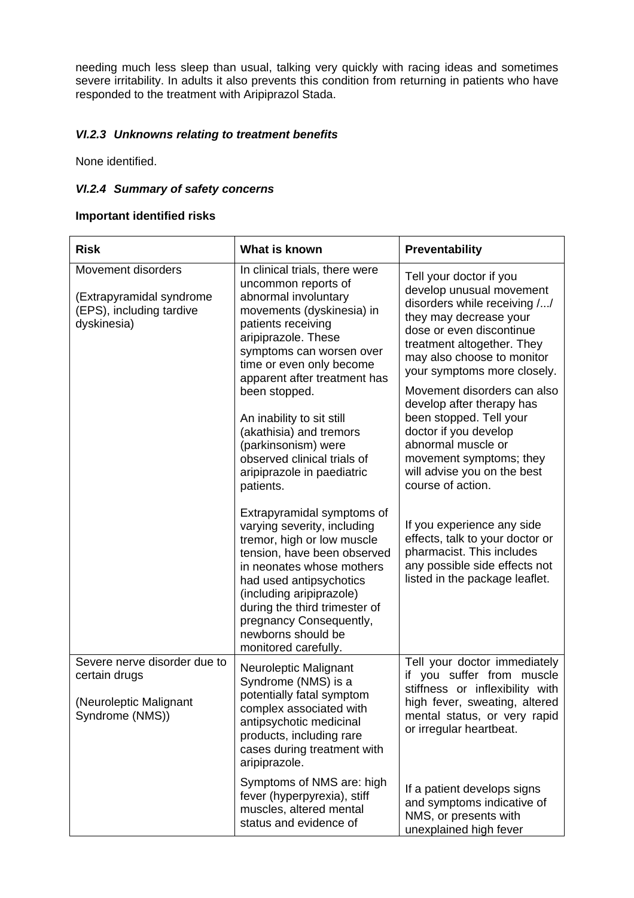needing much less sleep than usual, talking very quickly with racing ideas and sometimes severe irritability. In adults it also prevents this condition from returning in patients who have responded to the treatment with Aripiprazol Stada.

### *VI.2.3 Unknowns relating to treatment benefits*

None identified.

### *VI.2.4 Summary of safety concerns*

**Important identified risks**

| **Risk** | **What is known** | **Preventability** |
|---|---|---|
| Movement disorders<br><br>(Extrapyramidal syndrome (EPS), including tardive dyskinesia) | In clinical trials, there were uncommon reports of abnormal involuntary movements (dyskinesia) in patients receiving aripiprazole. These symptoms can worsen over time or even only become apparent after treatment has been stopped.<br><br>An inability to sit still (akathisia) and tremors (parkinsonism) were observed clinical trials of aripiprazole in paediatric patients.<br><br>Extrapyramidal symptoms of varying severity, including tremor, high or low muscle tension, have been observed in neonates whose mothers had used antipsychotics (including aripiprazole) during the third trimester of pregnancy Consequently, newborns should be monitored carefully. | Tell your doctor if you develop unusual movement disorders while receiving /.../ they may decrease your dose or even discontinue treatment altogether. They may also choose to monitor your symptoms more closely.<br><br>Movement disorders can also develop after therapy has been stopped. Tell your doctor if you develop abnormal muscle or movement symptoms; they will advise you on the best course of action.<br><br>If you experience any side effects, talk to your doctor or pharmacist. This includes any possible side effects not listed in the package leaflet. |
| Severe nerve disorder due to certain drugs<br><br>(Neuroleptic Malignant Syndrome (NMS)) | Neuroleptic Malignant Syndrome (NMS) is a potentially fatal symptom complex associated with antipsychotic medicinal products, including rare cases during treatment with aripiprazole.<br><br>Symptoms of NMS are: high fever (hyperpyrexia), stiff muscles, altered mental status and evidence of | Tell your doctor immediately if you suffer from muscle stiffness or inflexibility with high fever, sweating, altered mental status, or very rapid or irregular heartbeat.<br><br>If a patient develops signs and symptoms indicative of NMS, or presents with unexplained high fever |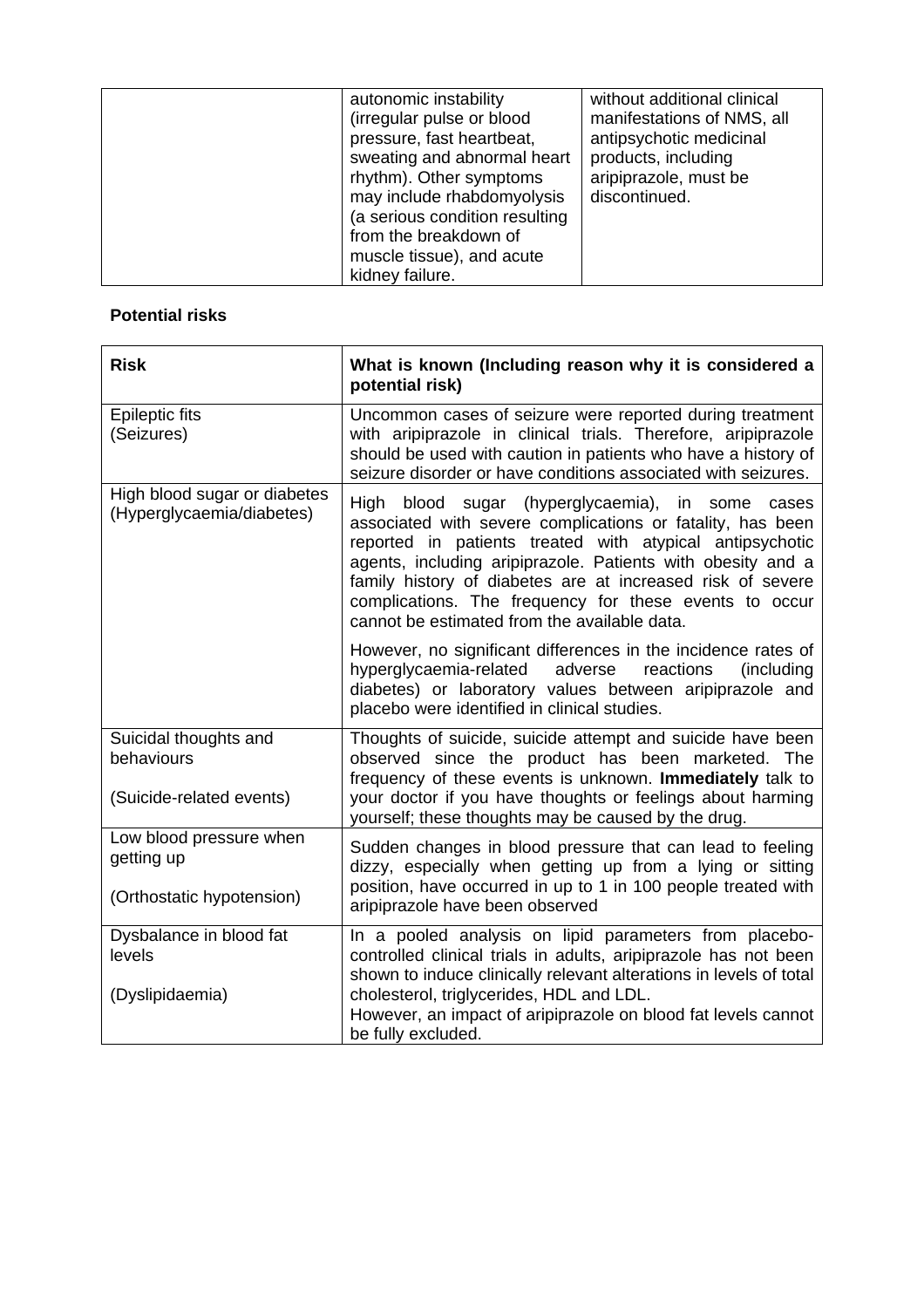| | autonomic instability (irregular pulse or blood pressure, fast heartbeat, sweating and abnormal heart rhythm). Other symptoms may include rhabdomyolysis (a serious condition resulting from the breakdown of muscle tissue), and acute kidney failure. | without additional clinical manifestations of NMS, all antipsychotic medicinal products, including aripiprazole, must be discontinued. |
|---|---|---|

**Potential risks**

| **Risk** | **What is known (Including reason why it is considered a potential risk)** |
|---|---|
| Epileptic fits<br>(Seizures) | Uncommon cases of seizure were reported during treatment with aripiprazole in clinical trials. Therefore, aripiprazole should be used with caution in patients who have a history of seizure disorder or have conditions associated with seizures. |
| High blood sugar or diabetes<br>(Hyperglycaemia/diabetes) | High blood sugar (hyperglycaemia), in some cases associated with severe complications or fatality, has been reported in patients treated with atypical antipsychotic agents, including aripiprazole. Patients with obesity and a family history of diabetes are at increased risk of severe complications. The frequency for these events to occur cannot be estimated from the available data.<br><br>However, no significant differences in the incidence rates of hyperglycaemia-related adverse reactions (including diabetes) or laboratory values between aripiprazole and placebo were identified in clinical studies. |
| Suicidal thoughts and behaviours<br><br>(Suicide-related events) | Thoughts of suicide, suicide attempt and suicide have been observed since the product has been marketed. The frequency of these events is unknown. **Immediately** talk to your doctor if you have thoughts or feelings about harming yourself; these thoughts may be caused by the drug. |
| Low blood pressure when getting up<br><br>(Orthostatic hypotension) | Sudden changes in blood pressure that can lead to feeling dizzy, especially when getting up from a lying or sitting position, have occurred in up to 1 in 100 people treated with aripiprazole have been observed |
| Dysbalance in blood fat levels<br><br>(Dyslipidaemia) | In a pooled analysis on lipid parameters from placebo-controlled clinical trials in adults, aripiprazole has not been shown to induce clinically relevant alterations in levels of total cholesterol, triglycerides, HDL and LDL.<br>However, an impact of aripiprazole on blood fat levels cannot be fully excluded. |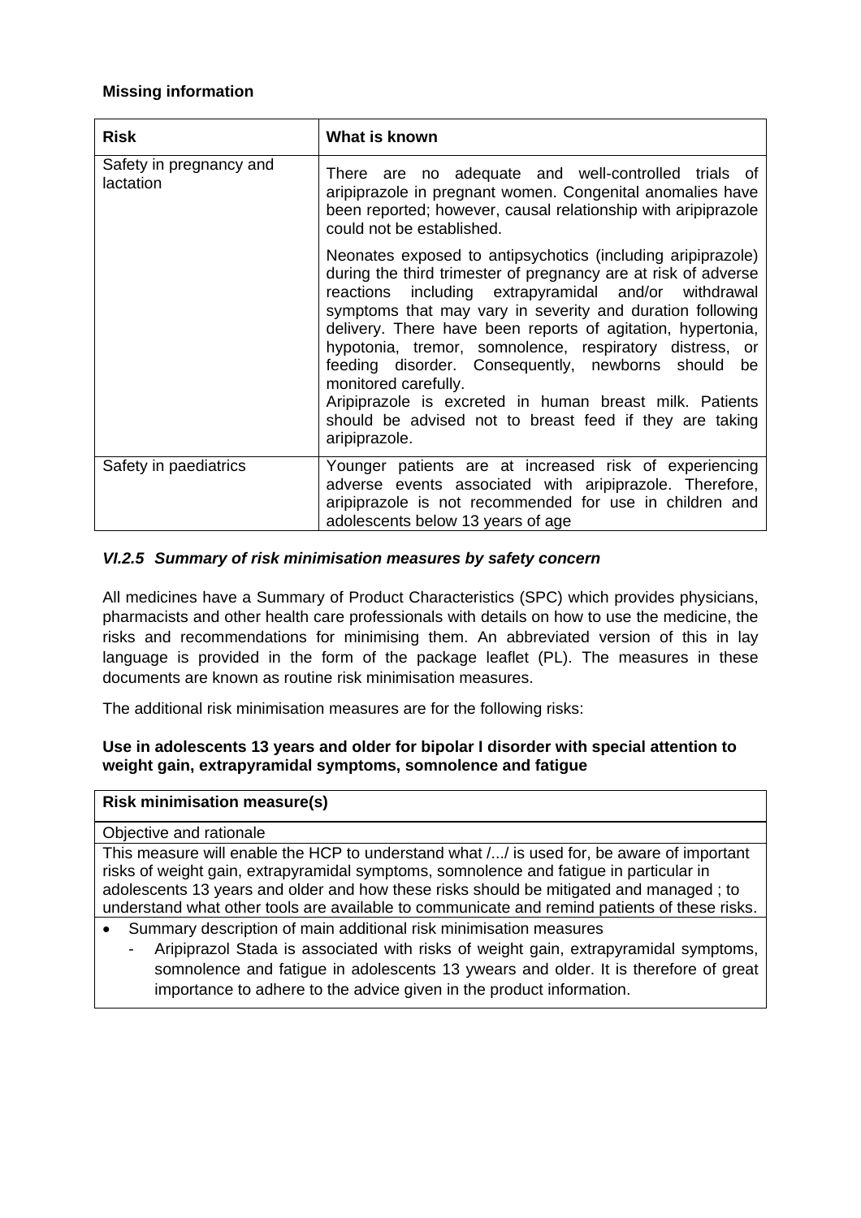**Missing information**

| Risk | What is known |
|---|---|
| Safety in pregnancy and lactation | There are no adequate and well-controlled trials of aripiprazole in pregnant women. Congenital anomalies have been reported; however, causal relationship with aripiprazole could not be established.<br><br>Neonates exposed to antipsychotics (including aripiprazole) during the third trimester of pregnancy are at risk of adverse reactions including extrapyramidal and/or withdrawal symptoms that may vary in severity and duration following delivery. There have been reports of agitation, hypertonia, hypotonia, tremor, somnolence, respiratory distress, or feeding disorder. Consequently, newborns should be monitored carefully.<br>Aripiprazole is excreted in human breast milk. Patients should be advised not to breast feed if they are taking aripiprazole. |
| Safety in paediatrics | Younger patients are at increased risk of experiencing adverse events associated with aripiprazole. Therefore, aripiprazole is not recommended for use in children and adolescents below 13 years of age |

### *VI.2.5 Summary of risk minimisation measures by safety concern*

All medicines have a Summary of Product Characteristics (SPC) which provides physicians, pharmacists and other health care professionals with details on how to use the medicine, the risks and recommendations for minimising them. An abbreviated version of this in lay language is provided in the form of the package leaflet (PL). The measures in these documents are known as routine risk minimisation measures.

The additional risk minimisation measures are for the following risks:

**Use in adolescents 13 years and older for bipolar I disorder with special attention to weight gain, extrapyramidal symptoms, somnolence and fatigue**

| **Risk minimisation measure(s)** |
|---|
| Objective and rationale |
| This measure will enable the HCP to understand what /.../ is used for, be aware of important risks of weight gain, extrapyramidal symptoms, somnolence and fatigue in particular in adolescents 13 years and older and how these risks should be mitigated and managed ; to understand what other tools are available to communicate and remind patients of these risks. |
| • Summary description of main additional risk minimisation measures<br>- Aripiprazol Stada is associated with risks of weight gain, extrapyramidal symptoms, somnolence and fatigue in adolescents 13 ywears and older. It is therefore of great importance to adhere to the advice given in the product information. |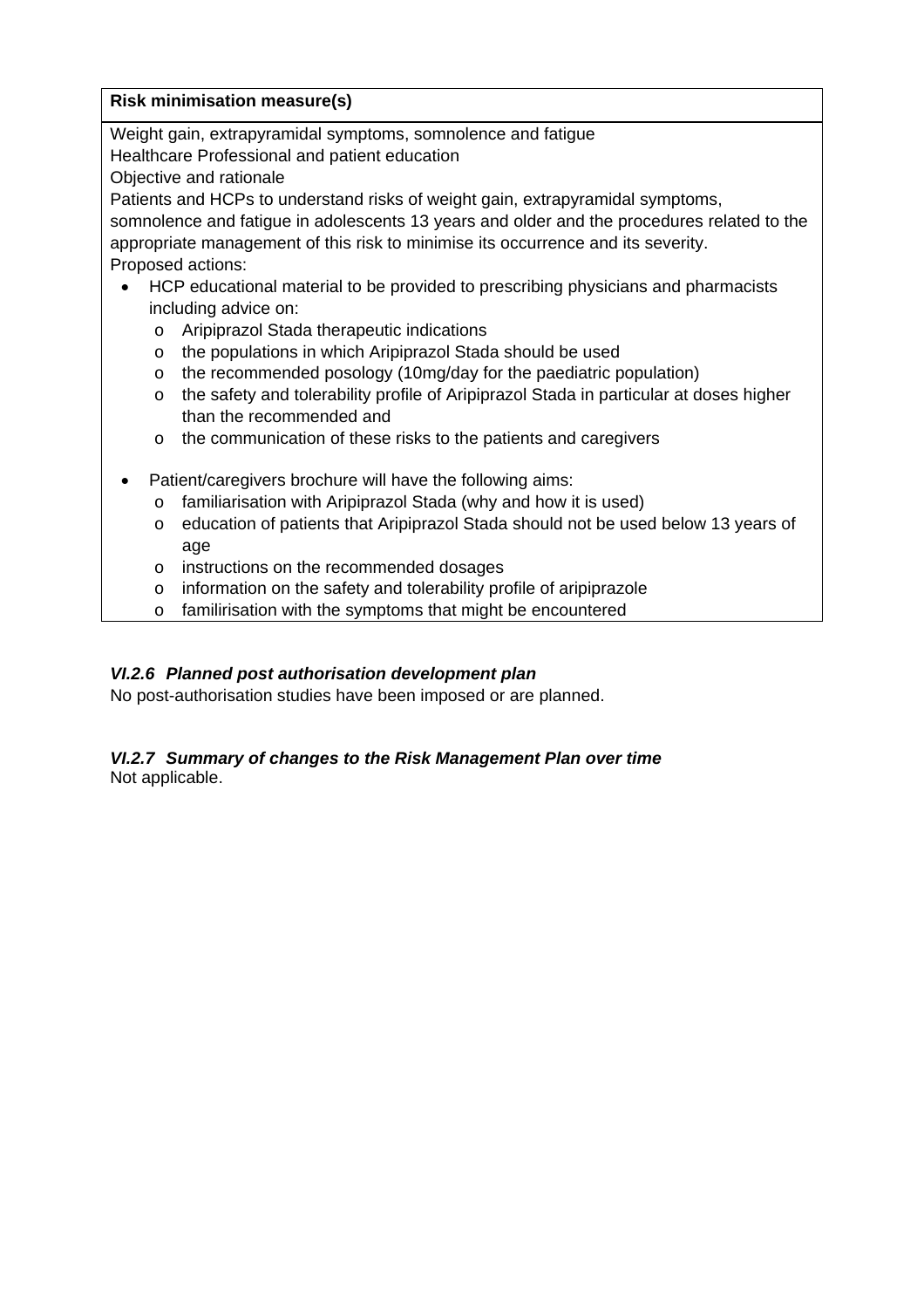| Risk minimisation measure(s) |
|---|
| Weight gain, extrapyramidal symptoms, somnolence and fatigue<br>Healthcare Professional and patient education<br>Objective and rationale<br>Patients and HCPs to understand risks of weight gain, extrapyramidal symptoms, somnolence and fatigue in adolescents 13 years and older and the procedures related to the appropriate management of this risk to minimise its occurrence and its severity.<br>Proposed actions:<br>• HCP educational material to be provided to prescribing physicians and pharmacists including advice on:<br>&nbsp;&nbsp;o Aripiprazol Stada therapeutic indications<br>&nbsp;&nbsp;o the populations in which Aripiprazol Stada should be used<br>&nbsp;&nbsp;o the recommended posology (10mg/day for the paediatric population)<br>&nbsp;&nbsp;o the safety and tolerability profile of Aripiprazol Stada in particular at doses higher than the recommended and<br>&nbsp;&nbsp;o the communication of these risks to the patients and caregivers<br><br>• Patient/caregivers brochure will have the following aims:<br>&nbsp;&nbsp;o familiarisation with Aripiprazol Stada (why and how it is used)<br>&nbsp;&nbsp;o education of patients that Aripiprazol Stada should not be used below 13 years of age<br>&nbsp;&nbsp;o instructions on the recommended dosages<br>&nbsp;&nbsp;o information on the safety and tolerability profile of aripiprazole<br>&nbsp;&nbsp;o familirisation with the symptoms that might be encountered |

### *VI.2.6 Planned post authorisation development plan*

No post-authorisation studies have been imposed or are planned.

### *VI.2.7 Summary of changes to the Risk Management Plan over time*

Not applicable.